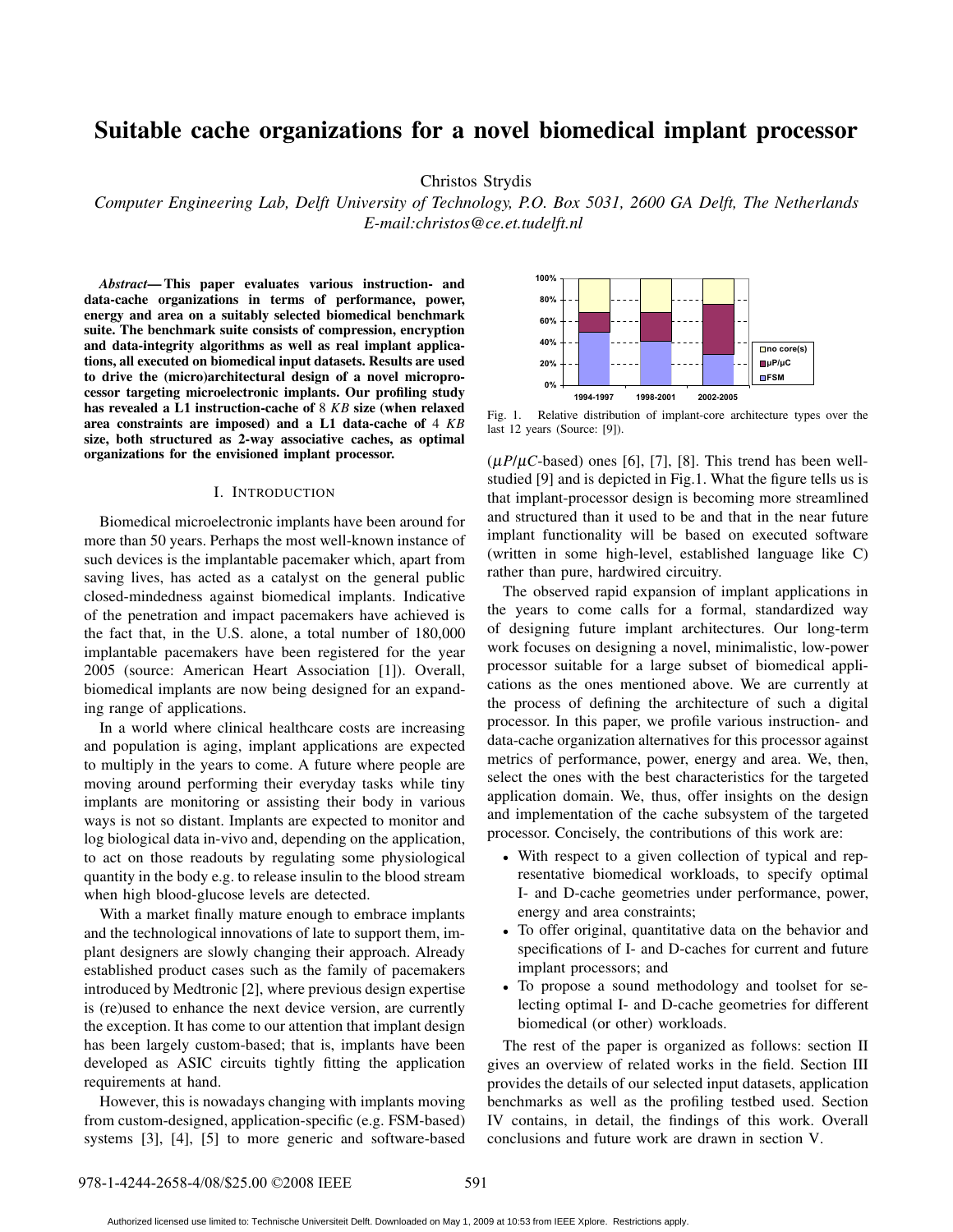# Suitable cache organizations for a novel biomedical implant processor

Christos Strydis

*Computer Engineering Lab, Delft University of Technology, P.O. Box 5031, 2600 GA Delft, The Netherlands*
*E-mail:christos@ce.et.tudelft.nl*

***Abstract*— This paper evaluates various instruction- and data-cache organizations in terms of performance, power, energy and area on a suitably selected biomedical benchmark suite. The benchmark suite consists of compression, encryption and data-integrity algorithms as well as real implant applications, all executed on biomedical input datasets. Results are used to drive the (micro)architectural design of a novel microprocessor targeting microelectronic implants. Our profiling study has revealed a L1 instruction-cache of 8 *KB* size (when relaxed area constraints are imposed) and a L1 data-cache of 4 *KB* size, both structured as 2-way associative caches, as optimal organizations for the envisioned implant processor.**

## I. Introduction

Biomedical microelectronic implants have been around for more than 50 years. Perhaps the most well-known instance of such devices is the implantable pacemaker which, apart from saving lives, has acted as a catalyst on the general public closed-mindedness against biomedical implants. Indicative of the penetration and impact pacemakers have achieved is the fact that, in the U.S. alone, a total number of 180,000 implantable pacemakers have been registered for the year 2005 (source: American Heart Association [1]). Overall, biomedical implants are now being designed for an expanding range of applications.

In a world where clinical healthcare costs are increasing and population is aging, implant applications are expected to multiply in the years to come. A future where people are moving around performing their everyday tasks while tiny implants are monitoring or assisting their body in various ways is not so distant. Implants are expected to monitor and log biological data in-vivo and, depending on the application, to act on those readouts by regulating some physiological quantity in the body e.g. to release insulin to the blood stream when high blood-glucose levels are detected.

With a market finally mature enough to embrace implants and the technological innovations of late to support them, implant designers are slowly changing their approach. Already established product cases such as the family of pacemakers introduced by Medtronic [2], where previous design expertise is (re)used to enhance the next device version, are currently the exception. It has come to our attention that implant design has been largely custom-based; that is, implants have been developed as ASIC circuits tightly fitting the application requirements at hand.

However, this is nowadays changing with implants moving from custom-designed, application-specific (e.g. FSM-based) systems [3], [4], [5] to more generic and software-based

100%
80%
60%
40%
20%
0%
1994-1997
1998-2001
2002-2005
no core(s)
μP/μC
FSM

Fig. 1. Relative distribution of implant-core architecture types over the last 12 years (Source: [9]).

($\mu P/\mu C$-based) ones [6], [7], [8]. This trend has been well-studied [9] and is depicted in Fig.1. What the figure tells us is that implant-processor design is becoming more streamlined and structured than it used to be and that in the near future implant functionality will be based on executed software (written in some high-level, established language like C) rather than pure, hardwired circuitry.

The observed rapid expansion of implant applications in the years to come calls for a formal, standardized way of designing future implant architectures. Our long-term work focuses on designing a novel, minimalistic, low-power processor suitable for a large subset of biomedical applications as the ones mentioned above. We are currently at the process of defining the architecture of such a digital processor. In this paper, we profile various instruction- and data-cache organization alternatives for this processor against metrics of performance, power, energy and area. We, then, select the ones with the best characteristics for the targeted application domain. We, thus, offer insights on the design and implementation of the cache subsystem of the targeted processor. Concisely, the contributions of this work are:

- With respect to a given collection of typical and representative biomedical workloads, to specify optimal I- and D-cache geometries under performance, power, energy and area constraints;
- To offer original, quantitative data on the behavior and specifications of I- and D-caches for current and future implant processors; and
- To propose a sound methodology and toolset for selecting optimal I- and D-cache geometries for different biomedical (or other) workloads.

The rest of the paper is organized as follows: section II gives an overview of related works in the field. Section III provides the details of our selected input datasets, application benchmarks as well as the profiling testbed used. Section IV contains, in detail, the findings of this work. Overall conclusions and future work are drawn in section V.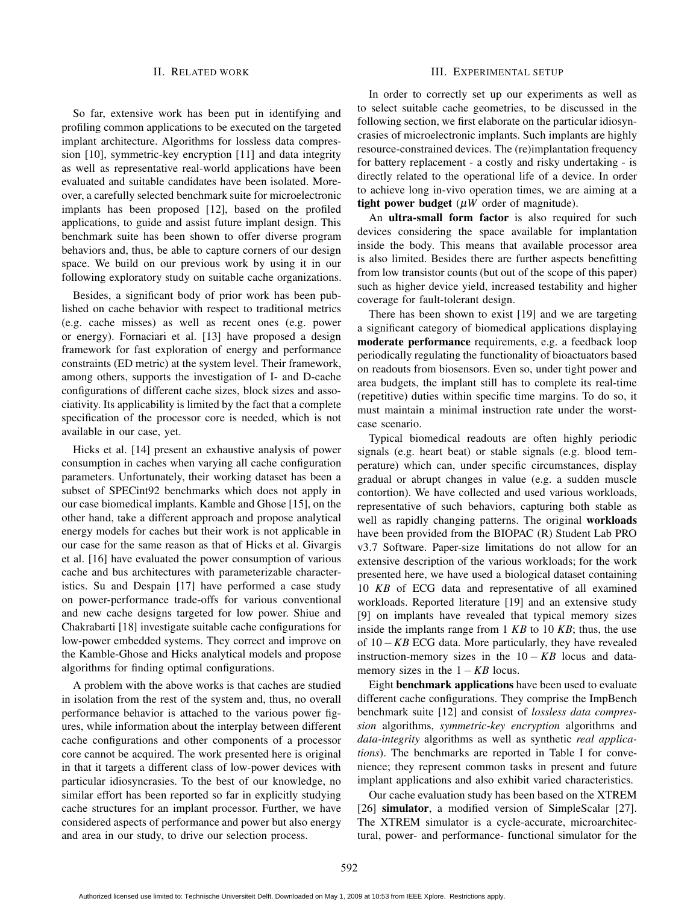## II. Related work

So far, extensive work has been put in identifying and profiling common applications to be executed on the targeted implant architecture. Algorithms for lossless data compression [10], symmetric-key encryption [11] and data integrity as well as representative real-world applications have been evaluated and suitable candidates have been isolated. Moreover, a carefully selected benchmark suite for microelectronic implants has been proposed [12], based on the profiled applications, to guide and assist future implant design. This benchmark suite has been shown to offer diverse program behaviors and, thus, be able to capture corners of our design space. We build on our previous work by using it in our following exploratory study on suitable cache organizations.

Besides, a significant body of prior work has been published on cache behavior with respect to traditional metrics (e.g. cache misses) as well as recent ones (e.g. power or energy). Fornaciari et al. [13] have proposed a design framework for fast exploration of energy and performance constraints (ED metric) at the system level. Their framework, among others, supports the investigation of I- and D-cache configurations of different cache sizes, block sizes and associativity. Its applicability is limited by the fact that a complete specification of the processor core is needed, which is not available in our case, yet.

Hicks et al. [14] present an exhaustive analysis of power consumption in caches when varying all cache configuration parameters. Unfortunately, their working dataset has been a subset of SPECint92 benchmarks which does not apply in our case biomedical implants. Kamble and Ghose [15], on the other hand, take a different approach and propose analytical energy models for caches but their work is not applicable in our case for the same reason as that of Hicks et al. Givargis et al. [16] have evaluated the power consumption of various cache and bus architectures with parameterizable characteristics. Su and Despain [17] have performed a case study on power-performance trade-offs for various conventional and new cache designs targeted for low power. Shiue and Chakrabarti [18] investigate suitable cache configurations for low-power embedded systems. They correct and improve on the Kamble-Ghose and Hicks analytical models and propose algorithms for finding optimal configurations.

A problem with the above works is that caches are studied in isolation from the rest of the system and, thus, no overall performance behavior is attached to the various power figures, while information about the interplay between different cache configurations and other components of a processor core cannot be acquired. The work presented here is original in that it targets a different class of low-power devices with particular idiosyncrasies. To the best of our knowledge, no similar effort has been reported so far in explicitly studying cache structures for an implant processor. Further, we have considered aspects of performance and power but also energy and area in our study, to drive our selection process.

## III. Experimental setup

In order to correctly set up our experiments as well as to select suitable cache geometries, to be discussed in the following section, we first elaborate on the particular idiosyncrasies of microelectronic implants. Such implants are highly resource-constrained devices. The (re)implantation frequency for battery replacement - a costly and risky undertaking - is directly related to the operational life of a device. In order to achieve long in-vivo operation times, we are aiming at a **tight power budget** ($\mu W$ order of magnitude).

An **ultra-small form factor** is also required for such devices considering the space available for implantation inside the body. This means that available processor area is also limited. Besides there are further aspects benefitting from low transistor counts (but out of the scope of this paper) such as higher device yield, increased testability and higher coverage for fault-tolerant design.

There has been shown to exist [19] and we are targeting a significant category of biomedical applications displaying **moderate performance** requirements, e.g. a feedback loop periodically regulating the functionality of bioactuators based on readouts from biosensors. Even so, under tight power and area budgets, the implant still has to complete its real-time (repetitive) duties within specific time margins. To do so, it must maintain a minimal instruction rate under the worst-case scenario.

Typical biomedical readouts are often highly periodic signals (e.g. heart beat) or stable signals (e.g. blood temperature) which can, under specific circumstances, display gradual or abrupt changes in value (e.g. a sudden muscle contortion). We have collected and used various workloads, representative of such behaviors, capturing both stable as well as rapidly changing patterns. The original **workloads** have been provided from the BIOPAC (R) Student Lab PRO v3.7 Software. Paper-size limitations do not allow for an extensive description of the various workloads; for the work presented here, we have used a biological dataset containing 10 $KB$ of ECG data and representative of all examined workloads. Reported literature [19] and an extensive study [9] on implants have revealed that typical memory sizes inside the implants range from 1 $KB$ to 10 $KB$; thus, the use of $10-KB$ ECG data. More particularly, they have revealed instruction-memory sizes in the $10-KB$ locus and data-memory sizes in the $1-KB$ locus.

Eight **benchmark applications** have been used to evaluate different cache configurations. They comprise the ImpBench benchmark suite [12] and consist of *lossless data compression* algorithms, *symmetric-key encryption* algorithms and *data-integrity* algorithms as well as synthetic *real applications*). The benchmarks are reported in Table I for convenience; they represent common tasks in present and future implant applications and also exhibit varied characteristics.

Our cache evaluation study has been based on the XTREM [26] **simulator**, a modified version of SimpleScalar [27]. The XTREM simulator is a cycle-accurate, microarchitectural, power- and performance- functional simulator for the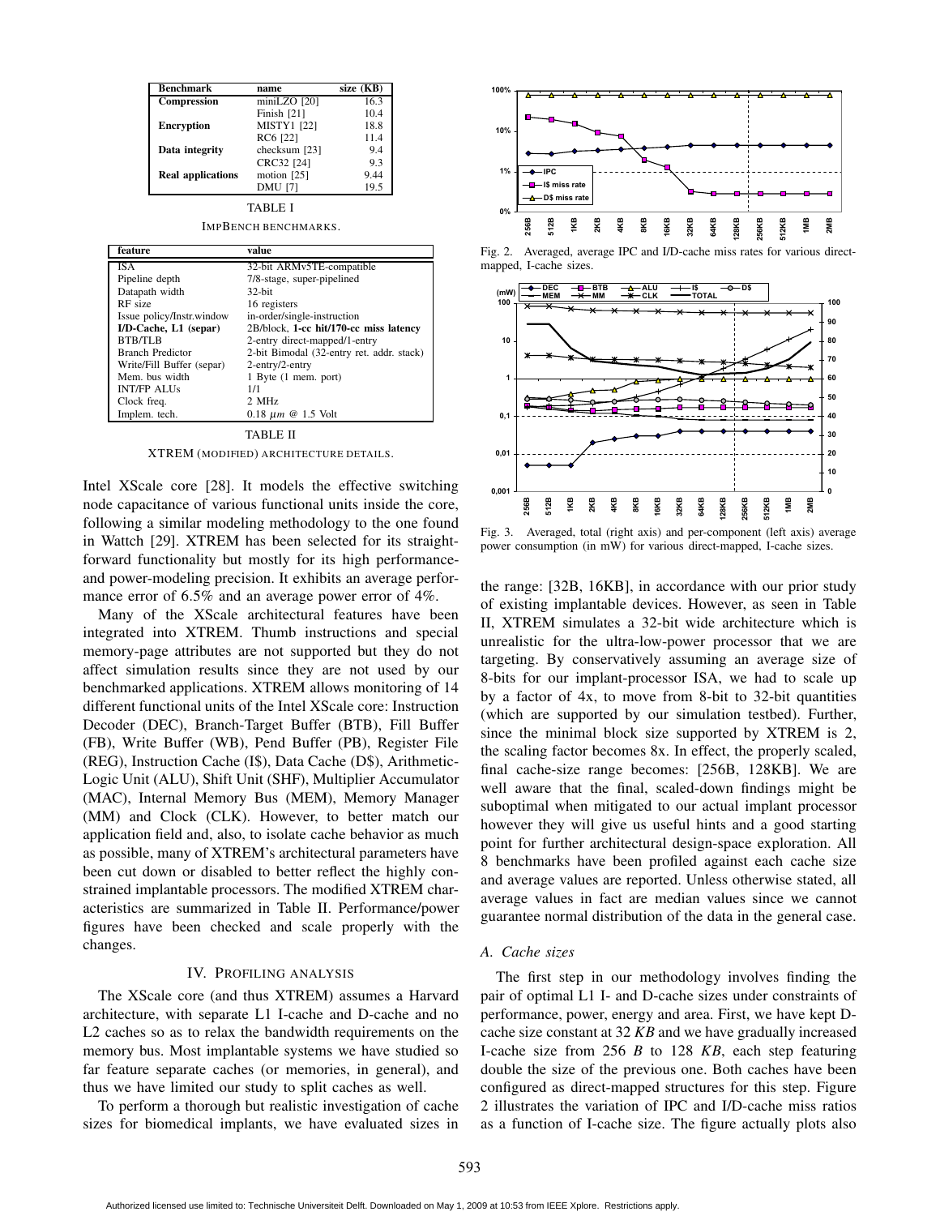| Benchmark | name | size (KB) |
|---|---|---|
| **Compression** | miniLZO [20] | 16.3 |
| | Finish [21] | 10.4 |
| **Encryption** | MISTY1 [22] | 18.8 |
| | RC6 [22] | 11.4 |
| **Data integrity** | checksum [23] | 9.4 |
| | CRC32 [24] | 9.3 |
| **Real applications** | motion [25] | 9.44 |
| | DMU [7] | 19.5 |

TABLE I

IMPBENCH BENCHMARKS.

| feature | value |
|---|---|
| ISA | 32-bit ARMv5TE-compatible |
| Pipeline depth | 7/8-stage, super-pipelined |
| Datapath width | 32-bit |
| RF size | 16 registers |
| Issue policy/Instr.window | in-order/single-instruction |
| **I/D-Cache, L1 (separ)** | 2B/block, **1-cc hit/170-cc miss latency** |
| BTB/TLB | 2-entry direct-mapped/1-entry |
| Branch Predictor | 2-bit Bimodal (32-entry ret. addr. stack) |
| Write/Fill Buffer (separ) | 2-entry/2-entry |
| Mem. bus width | 1 Byte (1 mem. port) |
| INT/FP ALUs | 1/1 |
| Clock freq. | 2 MHz |
| Implem. tech. | 0.18 $\mu m$ @ 1.5 Volt |

TABLE II

XTREM (MODIFIED) ARCHITECTURE DETAILS.

Intel XScale core [28]. It models the effective switching node capacitance of various functional units inside the core, following a similar modeling methodology to the one found in Wattch [29]. XTREM has been selected for its straightforward functionality but mostly for its high performance- and power-modeling precision. It exhibits an average performance error of 6.5% and an average power error of 4%.

Many of the XScale architectural features have been integrated into XTREM. Thumb instructions and special memory-page attributes are not supported but they do not affect simulation results since they are not used by our benchmarked applications. XTREM allows monitoring of 14 different functional units of the Intel XScale core: Instruction Decoder (DEC), Branch-Target Buffer (BTB), Fill Buffer (FB), Write Buffer (WB), Pend Buffer (PB), Register File (REG), Instruction Cache (I$), Data Cache (D$), Arithmetic-Logic Unit (ALU), Shift Unit (SHF), Multiplier Accumulator (MAC), Internal Memory Bus (MEM), Memory Manager (MM) and Clock (CLK). However, to better match our application field and, also, to isolate cache behavior as much as possible, many of XTREM's architectural parameters have been cut down or disabled to better reflect the highly constrained implantable processors. The modified XTREM characteristics are summarized in Table II. Performance/power figures have been checked and scale properly with the changes.

## IV. PROFILING ANALYSIS

The XScale core (and thus XTREM) assumes a Harvard architecture, with separate L1 I-cache and D-cache and no L2 caches so as to relax the bandwidth requirements on the memory bus. Most implantable systems we have studied so far feature separate caches (or memories, in general), and thus we have limited our study to split caches as well.

To perform a thorough but realistic investigation of cache sizes for biomedical implants, we have evaluated sizes in

100%
10%
1%
0%
IPC
I$ miss rate
D$ miss rate
256B 512B 1KB 2KB 4KB 8KB 16KB 32KB 64KB 128KB 256KB 512KB 1MB 2MB

Fig. 2. Averaged, average IPC and I/D-cache miss rates for various direct-mapped, I-cache sizes.

(mW)
DEC BTB ALU I$ D$ MEM MM CLK TOTAL
100
10
1
0,1
0,01
0,001
100 90 80 70 60 50 40 30 20 10 0
256B 512B 1KB 2KB 4KB 8KB 16KB 32KB 64KB 128KB 256KB 512KB 1MB 2MB

Fig. 3. Averaged, total (right axis) and per-component (left axis) average power consumption (in mW) for various direct-mapped, I-cache sizes.

the range: [32B, 16KB], in accordance with our prior study of existing implantable devices. However, as seen in Table II, XTREM simulates a 32-bit wide architecture which is unrealistic for the ultra-low-power processor that we are targeting. By conservatively assuming an average size of 8-bits for our implant-processor ISA, we had to scale up by a factor of 4x, to move from 8-bit to 32-bit quantities (which are supported by our simulation testbed). Further, since the minimal block size supported by XTREM is 2, the scaling factor becomes 8x. In effect, the properly scaled, final cache-size range becomes: [256B, 128KB]. We are well aware that the final, scaled-down findings might be suboptimal when mitigated to our actual implant processor however they will give us useful hints and a good starting point for further architectural design-space exploration. All 8 benchmarks have been profiled against each cache size and average values are reported. Unless otherwise stated, all average values in fact are median values since we cannot guarantee normal distribution of the data in the general case.

### A. Cache sizes

The first step in our methodology involves finding the pair of optimal L1 I- and D-cache sizes under constraints of performance, power, energy and area. First, we have kept D-cache size constant at 32 *KB* and we have gradually increased I-cache size from 256 *B* to 128 *KB*, each step featuring double the size of the previous one. Both caches have been configured as direct-mapped structures for this step. Figure 2 illustrates the variation of IPC and I/D-cache miss ratios as a function of I-cache size. The figure actually plots also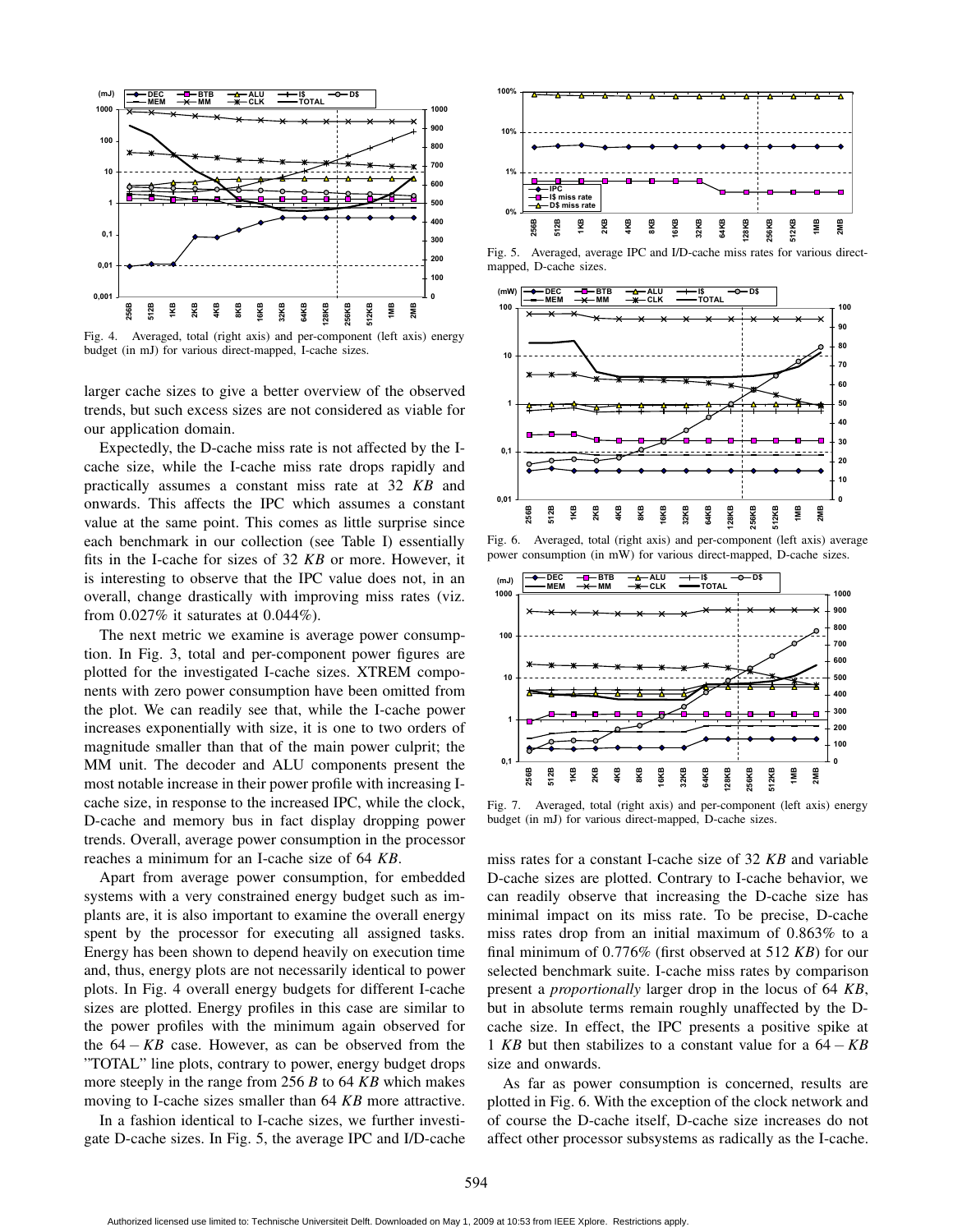(mJ) DEC BTB ALU I$ D$ MEM MM CLK TOTAL

1000 100 10 1 0,1 0,01 0,001

1000 900 800 700 600 500 400 300 200 100 0

256B 512B 1KB 2KB 4KB 8KB 16KB 32KB 64KB 128KB 256KB 512KB 1MB 2MB

Fig. 4. Averaged, total (right axis) and per-component (left axis) energy budget (in mJ) for various direct-mapped, I-cache sizes.

larger cache sizes to give a better overview of the observed trends, but such excess sizes are not considered as viable for our application domain.

Expectedly, the D-cache miss rate is not affected by the I-cache size, while the I-cache miss rate drops rapidly and practically assumes a constant miss rate at 32 *KB* and onwards. This affects the IPC which assumes a constant value at the same point. This comes as little surprise since each benchmark in our collection (see Table I) essentially fits in the I-cache for sizes of 32 *KB* or more. However, it is interesting to observe that the IPC value does not, in an overall, change drastically with improving miss rates (viz. from 0.027% it saturates at 0.044%).

The next metric we examine is average power consumption. In Fig. 3, total and per-component power figures are plotted for the investigated I-cache sizes. XTREM components with zero power consumption have been omitted from the plot. We can readily see that, while the I-cache power increases exponentially with size, it is one to two orders of magnitude smaller than that of the main power culprit; the MM unit. The decoder and ALU components present the most notable increase in their power profile with increasing I-cache size, in response to the increased IPC, while the clock, D-cache and memory bus in fact display dropping power trends. Overall, average power consumption in the processor reaches a minimum for an I-cache size of 64 *KB*.

Apart from average power consumption, for embedded systems with a very constrained energy budget such as implants are, it is also important to examine the overall energy spent by the processor for executing all assigned tasks. Energy has been shown to depend heavily on execution time and, thus, energy plots are not necessarily identical to power plots. In Fig. 4 overall energy budgets for different I-cache sizes are plotted. Energy profiles in this case are similar to the power profiles with the minimum again observed for the $64-KB$ case. However, as can be observed from the "TOTAL" line plots, contrary to power, energy budget drops more steeply in the range from 256 *B* to 64 *KB* which makes moving to I-cache sizes smaller than 64 *KB* more attractive.

In a fashion identical to I-cache sizes, we further investigate D-cache sizes. In Fig. 5, the average IPC and I/D-cache miss rates for a constant I-cache size of 32 *KB* and variable D-cache sizes are plotted. Contrary to I-cache behavior, we can readily observe that increasing the D-cache size has minimal impact on its miss rate. To be precise, D-cache miss rates drop from an initial maximum of 0.863% to a final minimum of 0.776% (first observed at 512 *KB*) for our selected benchmark suite. I-cache miss rates by comparison present a *proportionally* larger drop in the locus of 64 *KB*, but in absolute terms remain roughly unaffected by the D-cache size. In effect, the IPC presents a positive spike at 1 *KB* but then stabilizes to a constant value for a $64-KB$ size and onwards.

As far as power consumption is concerned, results are plotted in Fig. 6. With the exception of the clock network and of course the D-cache itself, D-cache size increases do not affect other processor subsystems as radically as the I-cache.

100% 10% 1% 0%

IPC I$ miss rate D$ miss rate

256B 512B 1KB 2KB 4KB 8KB 16KB 32KB 64KB 128KB 256KB 512KB 1MB 2MB

Fig. 5. Averaged, average IPC and I/D-cache miss rates for various direct-mapped, D-cache sizes.

(mW) DEC BTB ALU I$ D$ MEM MM CLK TOTAL

100 10 1 0,1 0,01

100 90 80 70 60 50 40 30 20 10 0

256B 512B 1KB 2KB 4KB 8KB 16KB 32KB 64KB 128KB 256KB 512KB 1MB 2MB

Fig. 6. Averaged, total (right axis) and per-component (left axis) average power consumption (in mW) for various direct-mapped, D-cache sizes.

(mJ) DEC BTB ALU I$ D$ MEM MM CLK TOTAL

1000 100 10 1 0,1

1000 900 800 700 600 500 400 300 200 100 0

256B 512B 1KB 2KB 4KB 8KB 16KB 32KB 64KB 128KB 256KB 512KB 1MB 2MB

Fig. 7. Averaged, total (right axis) and per-component (left axis) energy budget (in mJ) for various direct-mapped, D-cache sizes.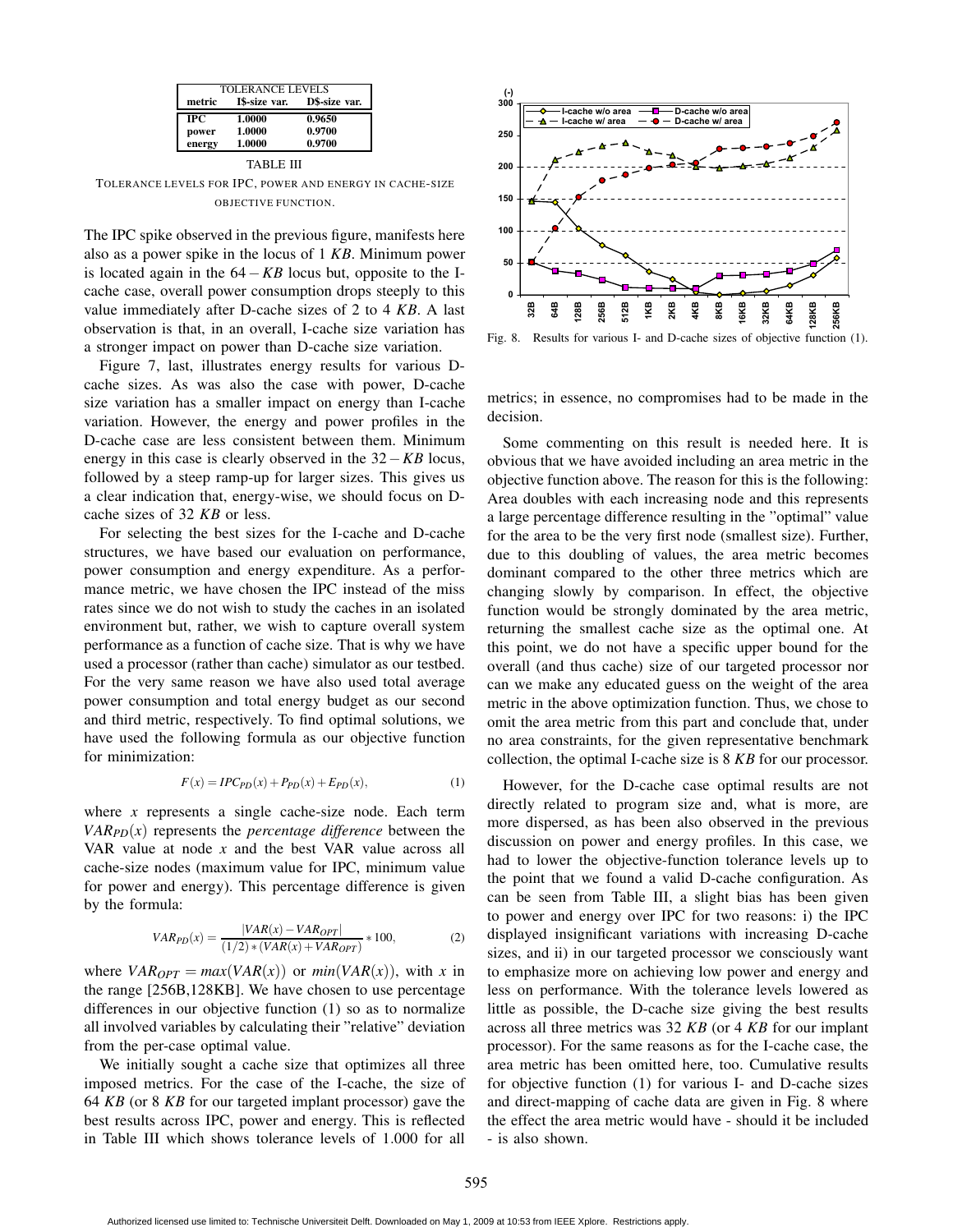| TOLERANCE LEVELS | | |
|---|---|---|
| metric | I$-size var. | D$-size var. |
| **IPC** | **1.0000** | **0.9650** |
| **power** | **1.0000** | **0.9700** |
| **energy** | **1.0000** | **0.9700** |

TABLE III

TOLERANCE LEVELS FOR IPC, POWER AND ENERGY IN CACHE-SIZE OBJECTIVE FUNCTION.

The IPC spike observed in the previous figure, manifests here also as a power spike in the locus of 1 *KB*. Minimum power is located again in the $64-KB$ locus but, opposite to the I-cache case, overall power consumption drops steeply to this value immediately after D-cache sizes of 2 to 4 *KB*. A last observation is that, in an overall, I-cache size variation has a stronger impact on power than D-cache size variation.

Figure 7, last, illustrates energy results for various D-cache sizes. As was also the case with power, D-cache size variation has a smaller impact on energy than I-cache variation. However, the energy and power profiles in the D-cache case are less consistent between them. Minimum energy in this case is clearly observed in the $32-KB$ locus, followed by a steep ramp-up for larger sizes. This gives us a clear indication that, energy-wise, we should focus on D-cache sizes of 32 *KB* or less.

For selecting the best sizes for the I-cache and D-cache structures, we have based our evaluation on performance, power consumption and energy expenditure. As a performance metric, we have chosen the IPC instead of the miss rates since we do not wish to study the caches in an isolated environment but, rather, we wish to capture overall system performance as a function of cache size. That is why we have used a processor (rather than cache) simulator as our testbed. For the very same reason we have also used total average power consumption and total energy budget as our second and third metric, respectively. To find optimal solutions, we have used the following formula as our objective function for minimization:

$$F(x) = IPC_{PD}(x) + P_{PD}(x) + E_{PD}(x), \tag{1}$$

where $x$ represents a single cache-size node. Each term $VAR_{PD}(x)$ represents the *percentage difference* between the VAR value at node $x$ and the best VAR value across all cache-size nodes (maximum value for IPC, minimum value for power and energy). This percentage difference is given by the formula:

$$VAR_{PD}(x) = \frac{|VAR(x) - VAR_{OPT}|}{(1/2) * (VAR(x) + VAR_{OPT})} * 100, \tag{2}$$

where $VAR_{OPT} = max(VAR(x))$ or $min(VAR(x))$, with $x$ in the range [256B,128KB]. We have chosen to use percentage differences in our objective function (1) so as to normalize all involved variables by calculating their "relative" deviation from the per-case optimal value.

We initially sought a cache size that optimizes all three imposed metrics. For the case of the I-cache, the size of 64 *KB* (or 8 *KB* for our targeted implant processor) gave the best results across IPC, power and energy. This is reflected in Table III which shows tolerance levels of 1.000 for all metrics; in essence, no compromises had to be made in the decision.

(-)
300
250
200
150
100
50
0
I-cache w/o area
D-cache w/o area
I-cache w/ area
D-cache w/ area
32B 64B 128B 256B 512B 1KB 2KB 4KB 8KB 16KB 32KB 64KB 128KB 256KB

Fig. 8. Results for various I- and D-cache sizes of objective function (1).

Some commenting on this result is needed here. It is obvious that we have avoided including an area metric in the objective function above. The reason for this is the following: Area doubles with each increasing node and this represents a large percentage difference resulting in the "optimal" value for the area to be the very first node (smallest size). Further, due to this doubling of values, the area metric becomes dominant compared to the other three metrics which are changing slowly by comparison. In effect, the objective function would be strongly dominated by the area metric, returning the smallest cache size as the optimal one. At this point, we do not have a specific upper bound for the overall (and thus cache) size of our targeted processor nor can we make any educated guess on the weight of the area metric in the above optimization function. Thus, we chose to omit the area metric from this part and conclude that, under no area constraints, for the given representative benchmark collection, the optimal I-cache size is 8 *KB* for our processor.

However, for the D-cache case optimal results are not directly related to program size and, what is more, are more dispersed, as has been also observed in the previous discussion on power and energy profiles. In this case, we had to lower the objective-function tolerance levels up to the point that we found a valid D-cache configuration. As can be seen from Table III, a slight bias has been given to power and energy over IPC for two reasons: i) the IPC displayed insignificant variations with increasing D-cache sizes, and ii) in our targeted processor we consciously want to emphasize more on achieving low power and energy and less on performance. With the tolerance levels lowered as little as possible, the D-cache size giving the best results across all three metrics was 32 *KB* (or 4 *KB* for our implant processor). For the same reasons as for the I-cache case, the area metric has been omitted here, too. Cumulative results for objective function (1) for various I- and D-cache sizes and direct-mapping of cache data are given in Fig. 8 where the effect the area metric would have - should it be included - is also shown.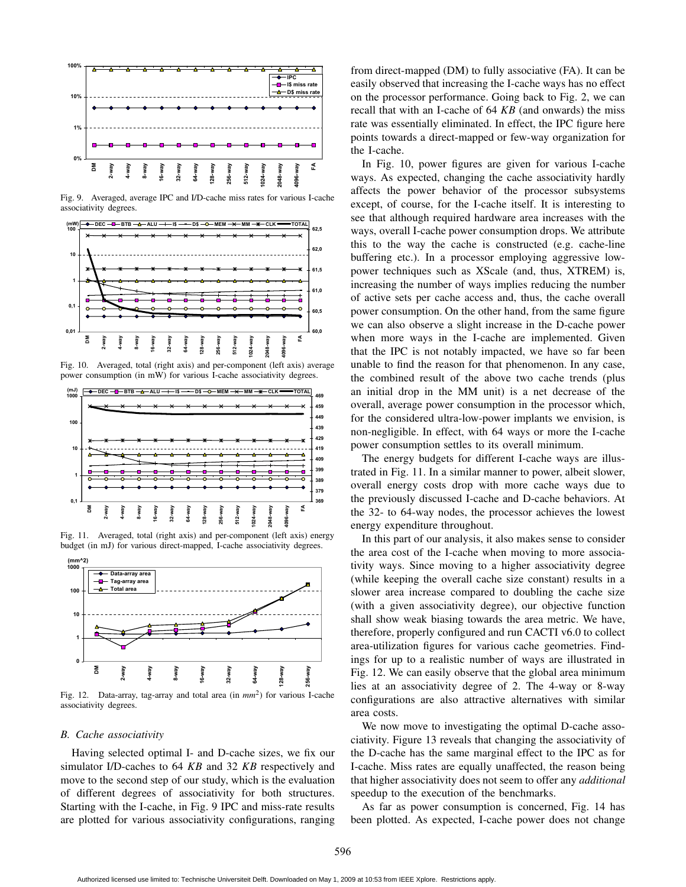100%
10%
1%
0%
IPC
I$ miss rate
D$ miss rate
DM
2-way
4-way
8-way
16-way
32-way
64-way
128-way
256-way
512-way
1024-way
2048-way
4096-way
FA

Fig. 9. Averaged, average IPC and I/D-cache miss rates for various I-cache associativity degrees.

(mW)
DEC BTB ALU I$ D$ MEM MM CLK TOTAL
100
10
1
0,1
0,01
62,5
62,0
61,5
61,0
60,5
60,0
DM
2-way
4-way
8-way
16-way
32-way
64-way
128-way
256-way
512-way
1024-way
2048-way
4096-way
FA

Fig. 10. Averaged, total (right axis) and per-component (left axis) average power consumption (in mW) for various I-cache associativity degrees.

(mJ)
DEC BTB ALU I$ D$ MEM MM CLK TOTAL
1000
100
10
1
0,1
469
459
449
439
429
419
409
399
389
379
369
DM
2-way
4-way
8-way
16-way
32-way
64-way
128-way
256-way
512-way
1024-way
2048-way
4096-way
FA

Fig. 11. Averaged, total (right axis) and per-component (left axis) energy budget (in mJ) for various direct-mapped, I-cache associativity degrees.

(mm^2)
1000
100
10
1
0
Data-array area
Tag-array area
Total area
DM
2-way
4-way
8-way
16-way
32-way
64-way
128-way
256-way

Fig. 12. Data-array, tag-array and total area (in $mm^2$) for various I-cache associativity degrees.

### *B. Cache associativity*

Having selected optimal I- and D-cache sizes, we fix our simulator I/D-caches to 64 *KB* and 32 *KB* respectively and move to the second step of our study, which is the evaluation of different degrees of associativity for both structures. Starting with the I-cache, in Fig. 9 IPC and miss-rate results are plotted for various associativity configurations, ranging from direct-mapped (DM) to fully associative (FA). It can be easily observed that increasing the I-cache ways has no effect on the processor performance. Going back to Fig. 2, we can recall that with an I-cache of 64 *KB* (and onwards) the miss rate was essentially eliminated. In effect, the IPC figure here points towards a direct-mapped or few-way organization for the I-cache.

In Fig. 10, power figures are given for various I-cache ways. As expected, changing the cache associativity hardly affects the power behavior of the processor subsystems except, of course, for the I-cache itself. It is interesting to see that although required hardware area increases with the ways, overall I-cache power consumption drops. We attribute this to the way the cache is constructed (e.g. cache-line buffering etc.). In a processor employing aggressive low-power techniques such as XScale (and, thus, XTREM) is, increasing the number of ways implies reducing the number of active sets per cache access and, thus, the cache overall power consumption. On the other hand, from the same figure we can also observe a slight increase in the D-cache power when more ways in the I-cache are implemented. Given that the IPC is not notably impacted, we have so far been unable to find the reason for that phenomenon. In any case, the combined result of the above two cache trends (plus an initial drop in the MM unit) is a net decrease of the overall, average power consumption in the processor which, for the considered ultra-low-power implants we envision, is non-negligible. In effect, with 64 ways or more the I-cache power consumption settles to its overall minimum.

The energy budgets for different I-cache ways are illustrated in Fig. 11. In a similar manner to power, albeit slower, overall energy costs drop with more cache ways due to the previously discussed I-cache and D-cache behaviors. At the 32- to 64-way nodes, the processor achieves the lowest energy expenditure throughout.

In this part of our analysis, it also makes sense to consider the area cost of the I-cache when moving to more associativity ways. Since moving to a higher associativity degree (while keeping the overall cache size constant) results in a slower area increase compared to doubling the cache size (with a given associativity degree), our objective function shall show weak biasing towards the area metric. We have, therefore, properly configured and run CACTI v6.0 to collect area-utilization figures for various cache geometries. Findings for up to a realistic number of ways are illustrated in Fig. 12. We can easily observe that the global area minimum lies at an associativity degree of 2. The 4-way or 8-way configurations are also attractive alternatives with similar area costs.

We now move to investigating the optimal D-cache associativity. Figure 13 reveals that changing the associativity of the D-cache has the same marginal effect to the IPC as for I-cache. Miss rates are equally unaffected, the reason being that higher associativity does not seem to offer any *additional* speedup to the execution of the benchmarks.

As far as power consumption is concerned, Fig. 14 has been plotted. As expected, I-cache power does not change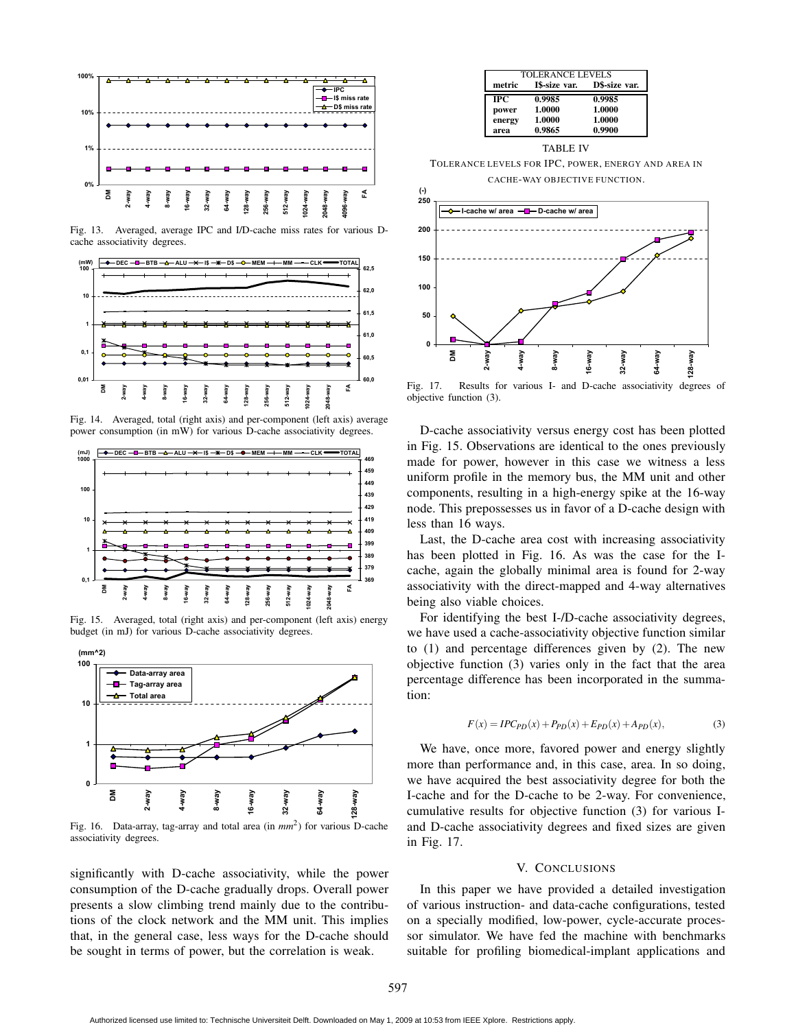100%
10%
1%
0%
IPC
I$ miss rate
D$ miss rate
DM
2-way
4-way
8-way
16-way
32-way
64-way
128-way
256-way
512-way
1024-way
2048-way
4096-way
FA

Fig. 13. Averaged, average IPC and I/D-cache miss rates for various D-cache associativity degrees.

(mW)
DEC BTB ALU I$ D$ MEM MM CLK TOTAL
100
10
1
0,1
0,01
62,5
62,0
61,5
61,0
60,5
60,0
DM
2-way
4-way
8-way
16-way
32-way
64-way
128-way
256-way
512-way
1024-way
2048-way
FA

Fig. 14. Averaged, total (right axis) and per-component (left axis) average power consumption (in mW) for various D-cache associativity degrees.

(mJ)
DEC BTB ALU I$ D$ MEM MM CLK TOTAL
1000
100
10
1
0,1
469
459
449
439
429
419
409
399
389
379
369
DM
2-way
4-way
8-way
16-way
32-way
64-way
128-way
256-way
512-way
1024-way
2048-way
FA

Fig. 15. Averaged, total (right axis) and per-component (left axis) energy budget (in mJ) for various D-cache associativity degrees.

(mm^2)
100
10
1
0
Data-array area
Tag-array area
Total area
DM
2-way
4-way
8-way
16-way
32-way
64-way
128-way

Fig. 16. Data-array, tag-array and total area (in $mm^2$) for various D-cache associativity degrees.

significantly with D-cache associativity, while the power consumption of the D-cache gradually drops. Overall power presents a slow climbing trend mainly due to the contributions of the clock network and the MM unit. This implies that, in the general case, less ways for the D-cache should be sought in terms of power, but the correlation is weak.

| TOLERANCE LEVELS | | |
|---|---|---|
| metric | I$-size var. | D$-size var. |
| IPC | 0.9985 | 0.9985 |
| power | 1.0000 | 1.0000 |
| energy | 1.0000 | 1.0000 |
| area | 0.9865 | 0.9900 |

TABLE IV

TOLERANCE LEVELS FOR IPC, POWER, ENERGY AND AREA IN CACHE-WAY OBJECTIVE FUNCTION.

(-)
250
200
150
100
50
0
I-cache w/ area
D-cache w/ area
DM
2-way
4-way
8-way
16-way
32-way
64-way
128-way

Fig. 17. Results for various I- and D-cache associativity degrees of objective function (3).

D-cache associativity versus energy cost has been plotted in Fig. 15. Observations are identical to the ones previously made for power, however in this case we witness a less uniform profile in the memory bus, the MM unit and other components, resulting in a high-energy spike at the 16-way node. This prepossesses us in favor of a D-cache design with less than 16 ways.

Last, the D-cache area cost with increasing associativity has been plotted in Fig. 16. As was the case for the I-cache, again the globally minimal area is found for 2-way associativity with the direct-mapped and 4-way alternatives being also viable choices.

For identifying the best I-/D-cache associativity degrees, we have used a cache-associativity objective function similar to (1) and percentage differences given by (2). The new objective function (3) varies only in the fact that the area percentage difference has been incorporated in the summation:

$$F(x) = IPC_{PD}(x) + P_{PD}(x) + E_{PD}(x) + A_{PD}(x), \tag{3}$$

We have, once more, favored power and energy slightly more than performance and, in this case, area. In so doing, we have acquired the best associativity degree for both the I-cache and for the D-cache to be 2-way. For convenience, cumulative results for objective function (3) for various I- and D-cache associativity degrees and fixed sizes are given in Fig. 17.

## V. Conclusions

In this paper we have provided a detailed investigation of various instruction- and data-cache configurations, tested on a specially modified, low-power, cycle-accurate processor simulator. We have fed the machine with benchmarks suitable for profiling biomedical-implant applications and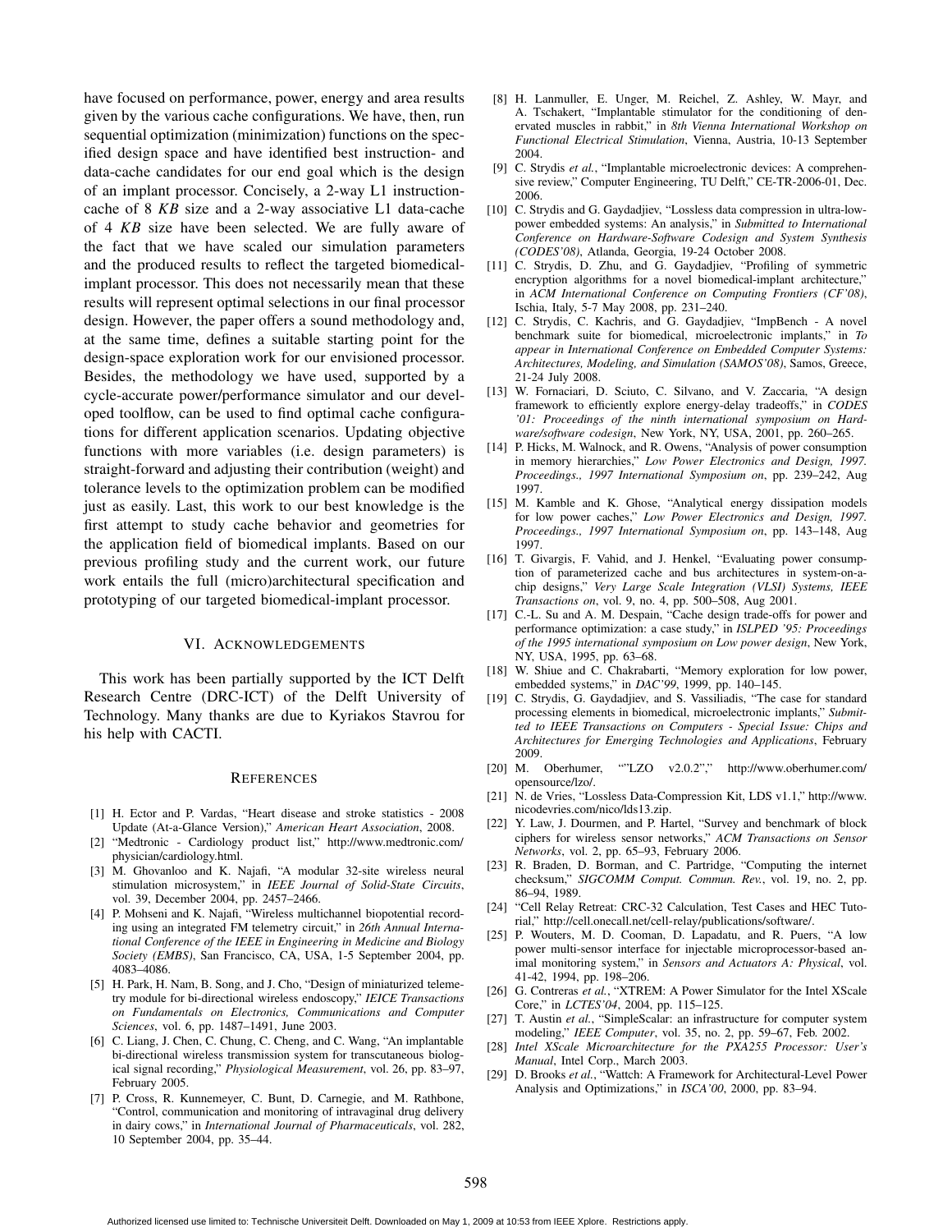have focused on performance, power, energy and area results given by the various cache configurations. We have, then, run sequential optimization (minimization) functions on the specified design space and have identified best instruction- and data-cache candidates for our end goal which is the design of an implant processor. Concisely, a 2-way L1 instruction-cache of 8 *KB* size and a 2-way associative L1 data-cache of 4 *KB* size have been selected. We are fully aware of the fact that we have scaled our simulation parameters and the produced results to reflect the targeted biomedical-implant processor. This does not necessarily mean that these results will represent optimal selections in our final processor design. However, the paper offers a sound methodology and, at the same time, defines a suitable starting point for the design-space exploration work for our envisioned processor. Besides, the methodology we have used, supported by a cycle-accurate power/performance simulator and our developed toolflow, can be used to find optimal cache configurations for different application scenarios. Updating objective functions with more variables (i.e. design parameters) is straight-forward and adjusting their contribution (weight) and tolerance levels to the optimization problem can be modified just as easily. Last, this work to our best knowledge is the first attempt to study cache behavior and geometries for the application field of biomedical implants. Based on our previous profiling study and the current work, our future work entails the full (micro)architectural specification and prototyping of our targeted biomedical-implant processor.

## VI. Acknowledgements

This work has been partially supported by the ICT Delft Research Centre (DRC-ICT) of the Delft University of Technology. Many thanks are due to Kyriakos Stavrou for his help with CACTI.

## References

[1] H. Ector and P. Vardas, "Heart disease and stroke statistics - 2008 Update (At-a-Glance Version)," *American Heart Association*, 2008.

[2] "Medtronic - Cardiology product list," http://www.medtronic.com/physician/cardiology.html.

[3] M. Ghovanloo and K. Najafi, "A modular 32-site wireless neural stimulation microsystem," in *IEEE Journal of Solid-State Circuits*, vol. 39, December 2004, pp. 2457–2466.

[4] P. Mohseni and K. Najafi, "Wireless multichannel biopotential recording using an integrated FM telemetry circuit," in *26th Annual International Conference of the IEEE in Engineering in Medicine and Biology Society (EMBS)*, San Francisco, CA, USA, 1-5 September 2004, pp. 4083–4086.

[5] H. Park, H. Nam, B. Song, and J. Cho, "Design of miniaturized telemetry module for bi-directional wireless endoscopy," *IEICE Transactions on Fundamentals on Electronics, Communications and Computer Sciences*, vol. 6, pp. 1487–1491, June 2003.

[6] C. Liang, J. Chen, C. Chung, C. Cheng, and C. Wang, "An implantable bi-directional wireless transmission system for transcutaneous biological signal recording," *Physiological Measurement*, vol. 26, pp. 83–97, February 2005.

[7] P. Cross, R. Kunnemeyer, C. Bunt, D. Carnegie, and M. Rathbone, "Control, communication and monitoring of intravaginal drug delivery in dairy cows," in *International Journal of Pharmaceuticals*, vol. 282, 10 September 2004, pp. 35–44.

[8] H. Lanmuller, E. Unger, M. Reichel, Z. Ashley, W. Mayr, and A. Tschakert, "Implantable stimulator for the conditioning of denervated muscles in rabbit," in *8th Vienna International Workshop on Functional Electrical Stimulation*, Vienna, Austria, 10-13 September 2004.

[9] C. Strydis *et al.*, "Implantable microelectronic devices: A comprehensive review," Computer Engineering, TU Delft," CE-TR-2006-01, Dec. 2006.

[10] C. Strydis and G. Gaydadjiev, "Lossless data compression in ultra-low-power embedded systems: An analysis," in *Submitted to International Conference on Hardware-Software Codesign and System Synthesis (CODES'08)*, Atlanda, Georgia, 19-24 October 2008.

[11] C. Strydis, D. Zhu, and G. Gaydadjiev, "Profiling of symmetric encryption algorithms for a novel biomedical-implant architecture," in *ACM International Conference on Computing Frontiers (CF'08)*, Ischia, Italy, 5-7 May 2008, pp. 231–240.

[12] C. Strydis, C. Kachris, and G. Gaydadjiev, "ImpBench - A novel benchmark suite for biomedical, microelectronic implants," in *To appear in International Conference on Embedded Computer Systems: Architectures, Modeling, and Simulation (SAMOS'08)*, Samos, Greece, 21-24 July 2008.

[13] W. Fornaciari, D. Sciuto, C. Silvano, and V. Zaccaria, "A design framework to efficiently explore energy-delay tradeoffs," in *CODES '01: Proceedings of the ninth international symposium on Hardware/software codesign*, New York, NY, USA, 2001, pp. 260–265.

[14] P. Hicks, M. Walnock, and R. Owens, "Analysis of power consumption in memory hierarchies," *Low Power Electronics and Design, 1997. Proceedings., 1997 International Symposium on*, pp. 239–242, Aug 1997.

[15] M. Kamble and K. Ghose, "Analytical energy dissipation models for low power caches," *Low Power Electronics and Design, 1997. Proceedings., 1997 International Symposium on*, pp. 143–148, Aug 1997.

[16] T. Givargis, F. Vahid, and J. Henkel, "Evaluating power consumption of parameterized cache and bus architectures in system-on-a-chip designs," *Very Large Scale Integration (VLSI) Systems, IEEE Transactions on*, vol. 9, no. 4, pp. 500–508, Aug 2001.

[17] C.-L. Su and A. M. Despain, "Cache design trade-offs for power and performance optimization: a case study," in *ISLPED '95: Proceedings of the 1995 international symposium on Low power design*, New York, NY, USA, 1995, pp. 63–68.

[18] W. Shiue and C. Chakrabarti, "Memory exploration for low power, embedded systems," in *DAC'99*, 1999, pp. 140–145.

[19] C. Strydis, G. Gaydadjiev, and S. Vassiliadis, "The case for standard processing elements in biomedical, microelectronic implants," *Submitted to IEEE Transactions on Computers - Special Issue: Chips and Architectures for Emerging Technologies and Applications*, February 2009.

[20] M. Oberhumer, ""LZO v2.0.2"," http://www.oberhumer.com/opensource/lzo/.

[21] N. de Vries, "Lossless Data-Compression Kit, LDS v1.1," http://www.nicodevries.com/nico/lds13.zip.

[22] Y. Law, J. Dourmen, and P. Hartel, "Survey and benchmark of block ciphers for wireless sensor networks," *ACM Transactions on Sensor Networks*, vol. 2, pp. 65–93, February 2006.

[23] R. Braden, D. Borman, and C. Partridge, "Computing the internet checksum," *SIGCOMM Comput. Commun. Rev.*, vol. 19, no. 2, pp. 86–94, 1989.

[24] "Cell Relay Retreat: CRC-32 Calculation, Test Cases and HEC Tutorial," http://cell.onecall.net/cell-relay/publications/software/.

[25] P. Wouters, M. D. Cooman, D. Lapadatu, and R. Puers, "A low power multi-sensor interface for injectable microprocessor-based animal monitoring system," in *Sensors and Actuators A: Physical*, vol. 41-42, 1994, pp. 198–206.

[26] G. Contreras *et al.*, "XTREM: A Power Simulator for the Intel XScale Core," in *LCTES'04*, 2004, pp. 115–125.

[27] T. Austin *et al.*, "SimpleScalar: an infrastructure for computer system modeling," *IEEE Computer*, vol. 35, no. 2, pp. 59–67, Feb. 2002.

[28] *Intel XScale Microarchitecture for the PXA255 Processor: User's Manual*, Intel Corp., March 2003.

[29] D. Brooks *et al.*, "Wattch: A Framework for Architectural-Level Power Analysis and Optimizations," in *ISCA'00*, 2000, pp. 83–94.